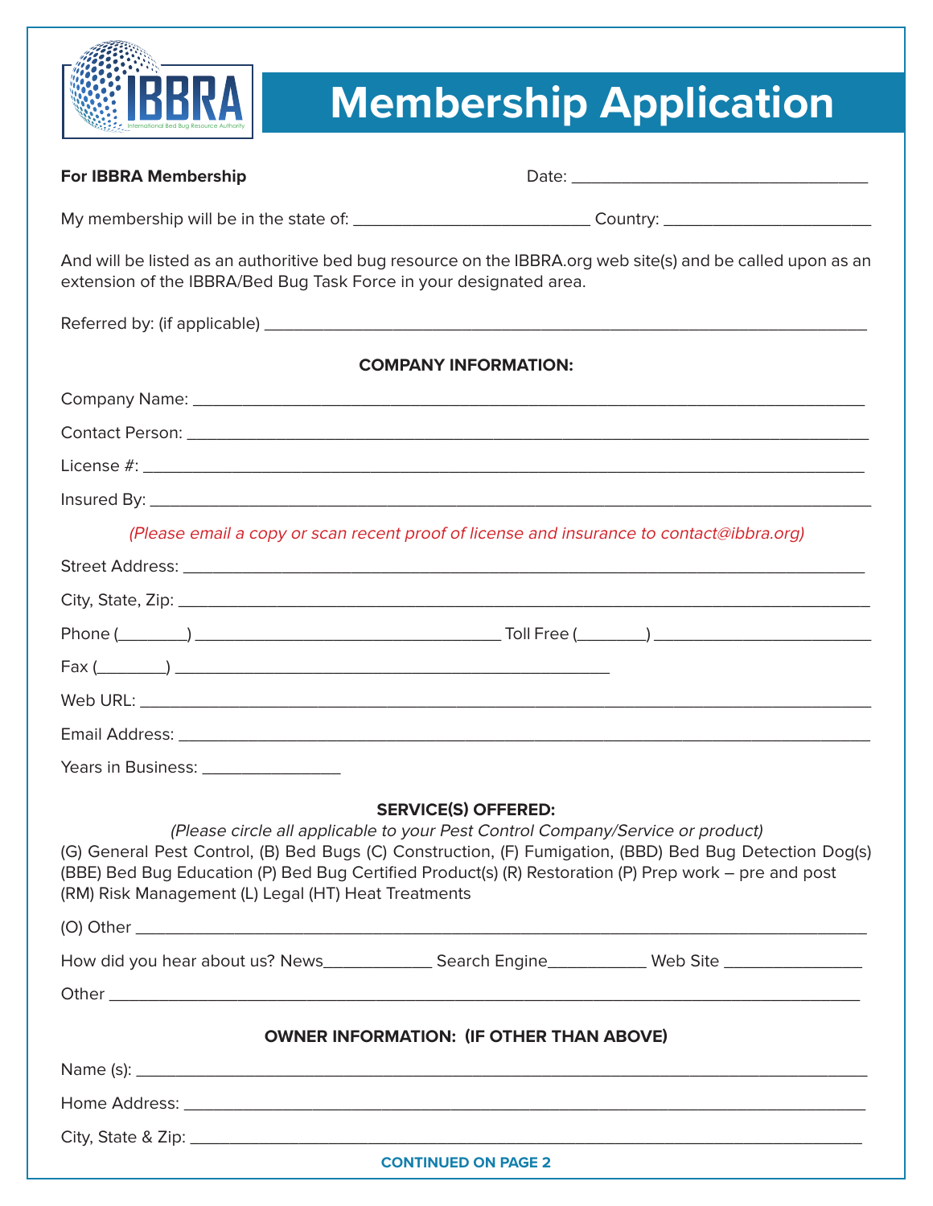# Membership Application

**For IBBRA Membership** Date: ______________________________

My membership will be in the state of: ________________________ Country: ____________________

And will be listed as an authoritive bed bug resource on the IBBRA.org web site(s) and be called upon as an extension of the IBBRA/Bed Bug Task Force in your designated area.

Referred by: (if applicable) ______________________________________________________________

**COMPANY INFORMATION:**

Company Name: _________________________________________________________________

Contact Person: ________________________________________________________________

License #: _____________________________________________________________________

Insured By: ____________________________________________________________________

*(Please email a copy or scan recent proof of license and insurance to contact@ibbra.org)*

Street Address: ________________________________________________________________

City, State, Zip: ________________________________________________________________

Phone (_______) ______________________________ Toll Free (_______) _____________________

Fax (_______) ____________________________________________

Web URL: _____________________________________________________________________

Email Address: _________________________________________________________________

Years in Business: _____________

**SERVICE(S) OFFERED:**

*(Please circle all applicable to your Pest Control Company/Service or product)*

(G) General Pest Control, (B) Bed Bugs (C) Construction, (F) Fumigation, (BBD) Bed Bug Detection Dog(s) (BBE) Bed Bug Education (P) Bed Bug Certified Product(s) (R) Restoration (P) Prep work – pre and post (RM) Risk Management (L) Legal (HT) Heat Treatments

(O) Other ______________________________________________________________________

How did you hear about us? News___________ Search Engine__________ Web Site ______________

Other _________________________________________________________________________

**OWNER INFORMATION: (IF OTHER THAN ABOVE)**

Name (s): ______________________________________________________________________

Home Address: __________________________________________________________________

City, State & Zip: _______________________________________________________________

**CONTINUED ON PAGE 2**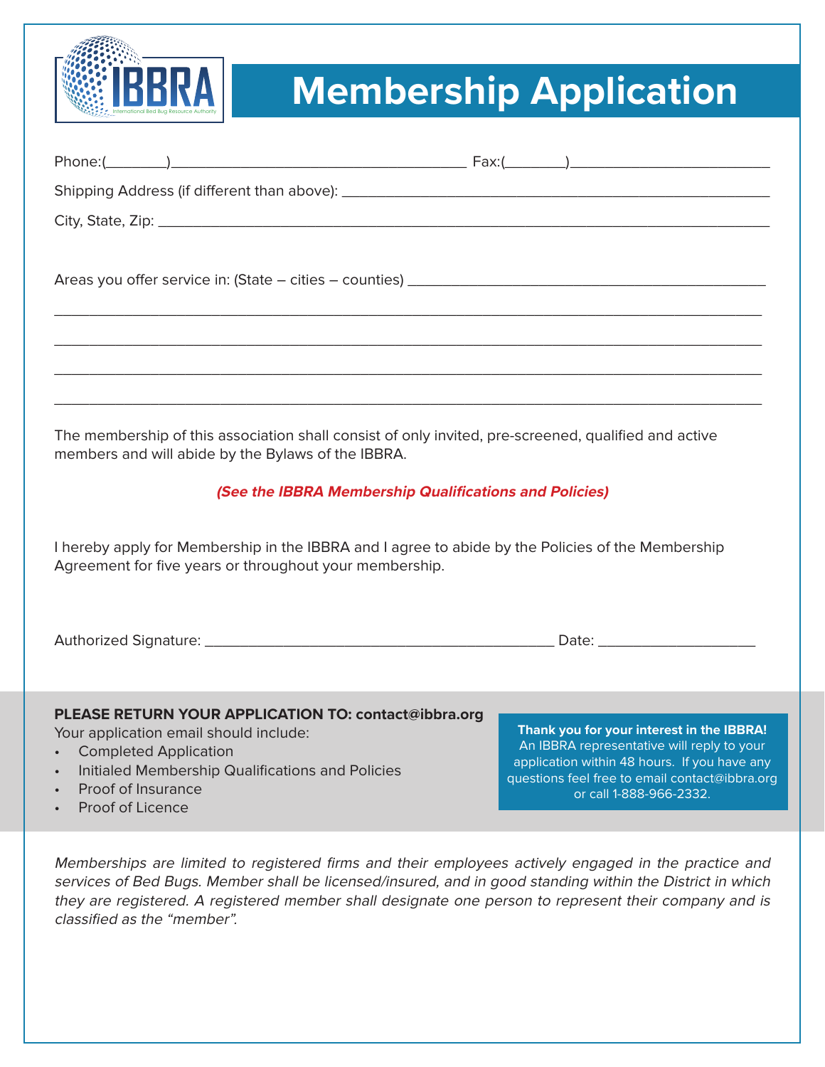IBBRA

International Bed Bug Resource Authority

# Membership Application

Phone:(________)_____________________________________ Fax:(________)________________________

Shipping Address (if different than above): ___________________________________________________

City, State, Zip: _______________________________________________________________________

Areas you offer service in: (State – cities – counties) __________________________________________

_______________________________________________________________________________________

_______________________________________________________________________________________

_______________________________________________________________________________________

_______________________________________________________________________________________

The membership of this association shall consist of only invited, pre-screened, qualified and active members and will abide by the Bylaws of the IBBRA.

***(See the IBBRA Membership Qualifications and Policies)***

I hereby apply for Membership in the IBBRA and I agree to abide by the Policies of the Membership Agreement for five years or throughout your membership.

Authorized Signature: ___________________________________________ Date: ___________________

**PLEASE RETURN YOUR APPLICATION TO: contact@ibbra.org**

Your application email should include:

- Completed Application
- Initialed Membership Qualifications and Policies
- Proof of Insurance
- Proof of Licence

**Thank you for your interest in the IBBRA!** An IBBRA representative will reply to your application within 48 hours. If you have any questions feel free to email contact@ibbra.org or call 1-888-966-2332.

*Memberships are limited to registered firms and their employees actively engaged in the practice and services of Bed Bugs. Member shall be licensed/insured, and in good standing within the District in which they are registered. A registered member shall designate one person to represent their company and is classified as the “member”.*